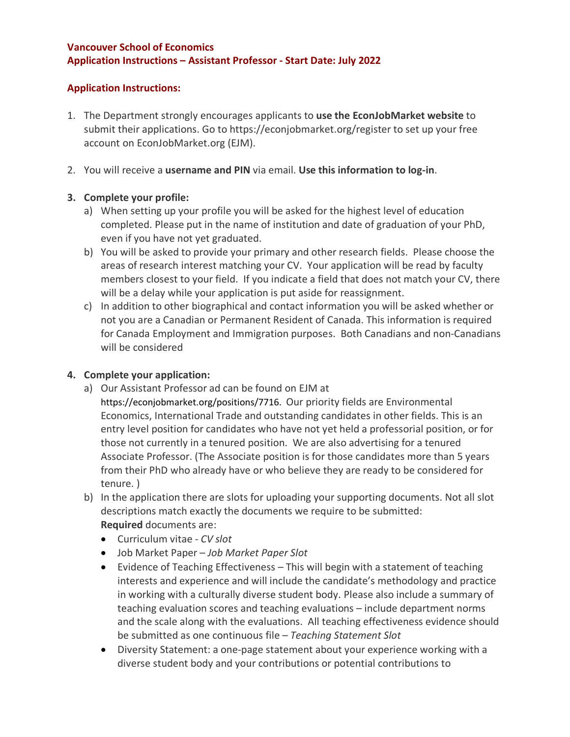**Vancouver School of Economics**
**Application Instructions – Assistant Professor - Start Date: July 2022**

**Application Instructions:**

1. The Department strongly encourages applicants to **use the EconJobMarket website** to submit their applications. Go to https://econjobmarket.org/register to set up your free account on EconJobMarket.org (EJM).

2. You will receive a **username and PIN** via email. **Use this information to log-in**.

3. **Complete your profile:**
   a) When setting up your profile you will be asked for the highest level of education completed. Please put in the name of institution and date of graduation of your PhD, even if you have not yet graduated.
   b) You will be asked to provide your primary and other research fields. Please choose the areas of research interest matching your CV. Your application will be read by faculty members closest to your field. If you indicate a field that does not match your CV, there will be a delay while your application is put aside for reassignment.
   c) In addition to other biographical and contact information you will be asked whether or not you are a Canadian or Permanent Resident of Canada. This information is required for Canada Employment and Immigration purposes. Both Canadians and non-Canadians will be considered

4. **Complete your application:**
   a) Our Assistant Professor ad can be found on EJM at https://econjobmarket.org/positions/7716. Our priority fields are Environmental Economics, International Trade and outstanding candidates in other fields. This is an entry level position for candidates who have not yet held a professorial position, or for those not currently in a tenured position. We are also advertising for a tenured Associate Professor. (The Associate position is for those candidates more than 5 years from their PhD who already have or who believe they are ready to be considered for tenure. )
   b) In the application there are slots for uploading your supporting documents. Not all slot descriptions match exactly the documents we require to be submitted:
      **Required** documents are:
      - Curriculum vitae - *CV slot*
      - Job Market Paper – *Job Market Paper Slot*
      - Evidence of Teaching Effectiveness – This will begin with a statement of teaching interests and experience and will include the candidate's methodology and practice in working with a culturally diverse student body. Please also include a summary of teaching evaluation scores and teaching evaluations – include department norms and the scale along with the evaluations. All teaching effectiveness evidence should be submitted as one continuous file – *Teaching Statement Slot*
      - Diversity Statement: a one-page statement about your experience working with a diverse student body and your contributions or potential contributions to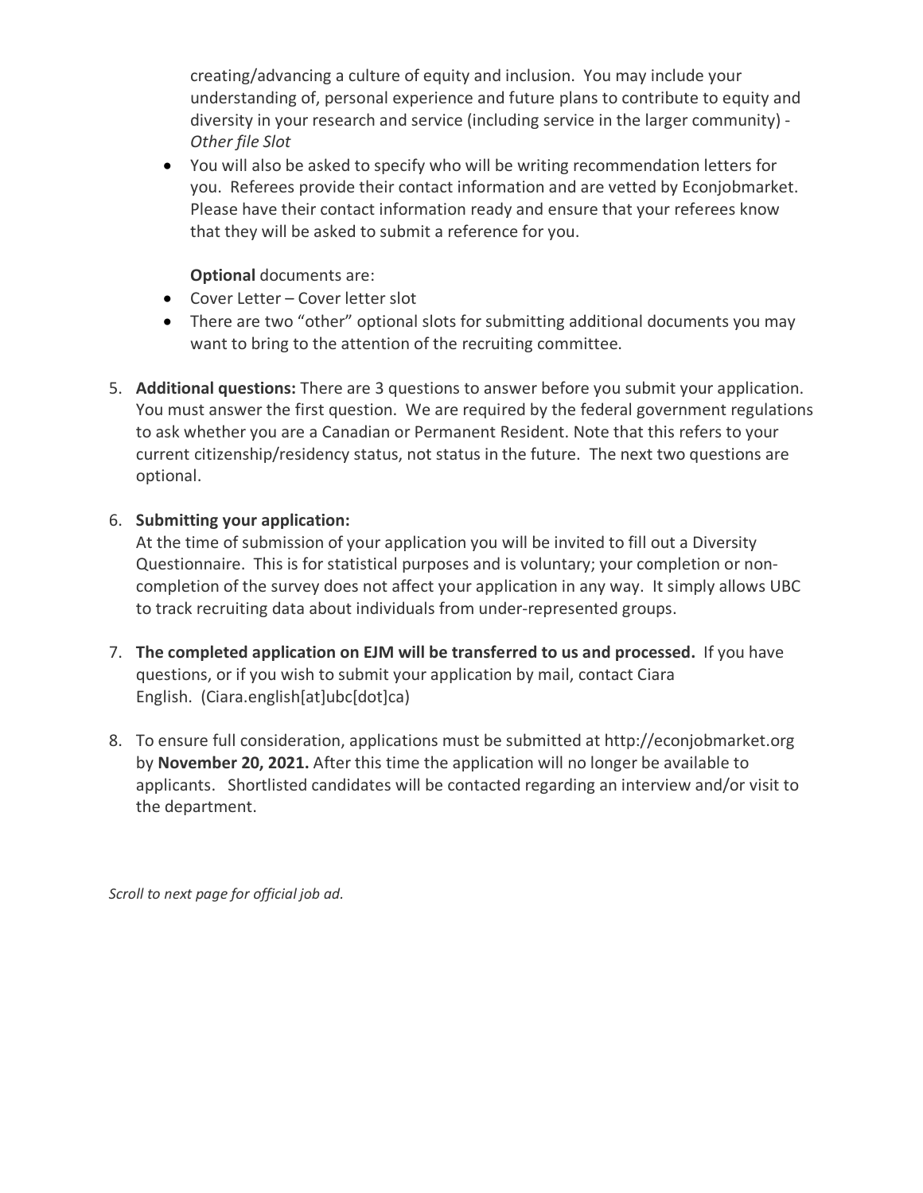creating/advancing a culture of equity and inclusion. You may include your understanding of, personal experience and future plans to contribute to equity and diversity in your research and service (including service in the larger community) - *Other file Slot*

- You will also be asked to specify who will be writing recommendation letters for you. Referees provide their contact information and are vetted by Econjobmarket. Please have their contact information ready and ensure that your referees know that they will be asked to submit a reference for you.

  **Optional** documents are:

- Cover Letter – Cover letter slot
- There are two “other” optional slots for submitting additional documents you may want to bring to the attention of the recruiting committee.

5. **Additional questions:** There are 3 questions to answer before you submit your application. You must answer the first question. We are required by the federal government regulations to ask whether you are a Canadian or Permanent Resident. Note that this refers to your current citizenship/residency status, not status in the future. The next two questions are optional.

6. **Submitting your application:**
   At the time of submission of your application you will be invited to fill out a Diversity Questionnaire. This is for statistical purposes and is voluntary; your completion or non-completion of the survey does not affect your application in any way. It simply allows UBC to track recruiting data about individuals from under-represented groups.

7. **The completed application on EJM will be transferred to us and processed.** If you have questions, or if you wish to submit your application by mail, contact Ciara English. (Ciara.english[at]ubc[dot]ca)

8. To ensure full consideration, applications must be submitted at http://econjobmarket.org by **November 20, 2021.** After this time the application will no longer be available to applicants. Shortlisted candidates will be contacted regarding an interview and/or visit to the department.

*Scroll to next page for official job ad.*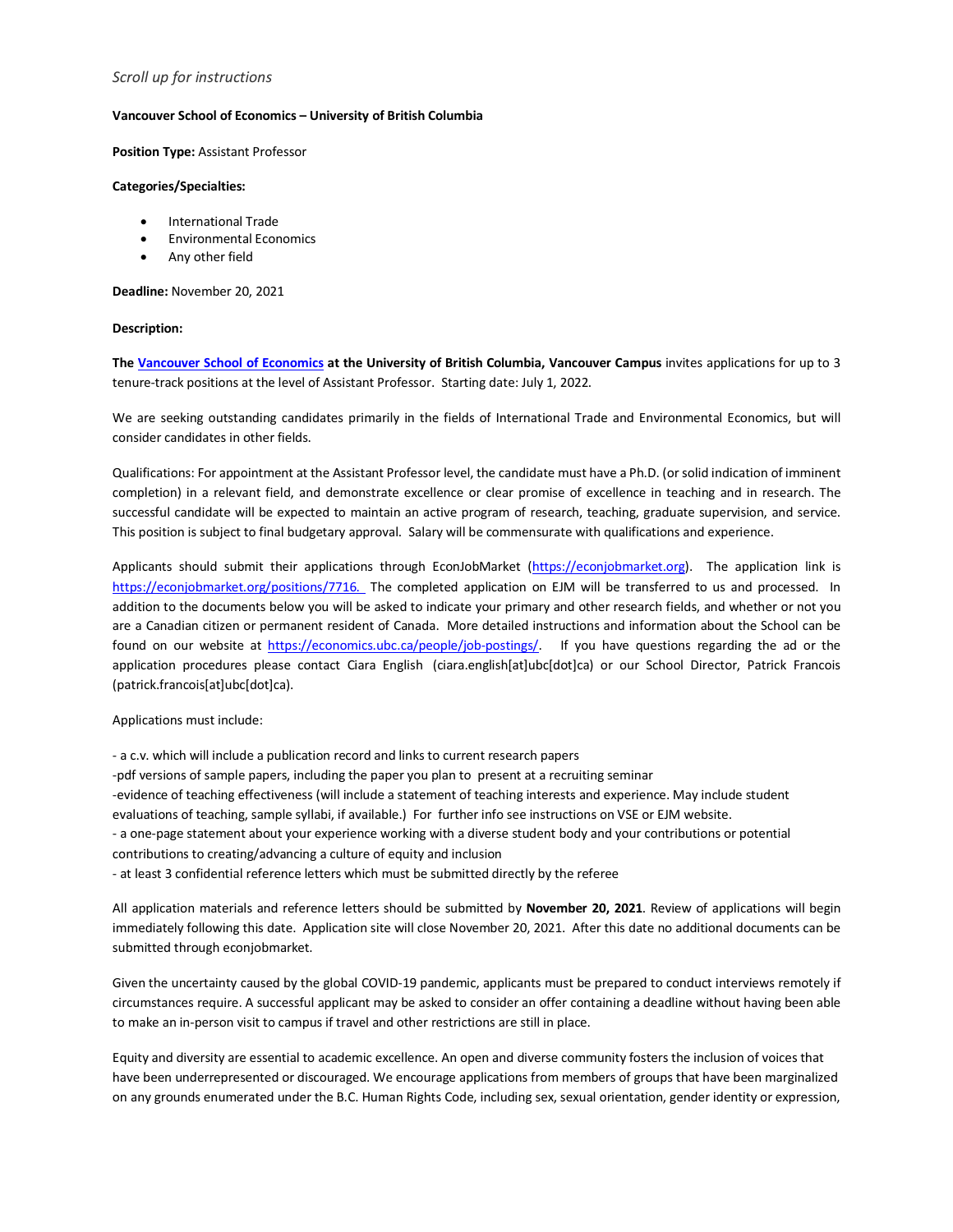*Scroll up for instructions*

**Vancouver School of Economics – University of British Columbia**

**Position Type:** Assistant Professor

**Categories/Specialties:**

- International Trade
- Environmental Economics
- Any other field

**Deadline:** November 20, 2021

**Description:**

**The Vancouver School of Economics at the University of British Columbia, Vancouver Campus** invites applications for up to 3 tenure-track positions at the level of Assistant Professor. Starting date: July 1, 2022.

We are seeking outstanding candidates primarily in the fields of International Trade and Environmental Economics, but will consider candidates in other fields.

Qualifications: For appointment at the Assistant Professor level, the candidate must have a Ph.D. (or solid indication of imminent completion) in a relevant field, and demonstrate excellence or clear promise of excellence in teaching and in research. The successful candidate will be expected to maintain an active program of research, teaching, graduate supervision, and service. This position is subject to final budgetary approval. Salary will be commensurate with qualifications and experience.

Applicants should submit their applications through EconJobMarket (https://econjobmarket.org). The application link is https://econjobmarket.org/positions/7716. The completed application on EJM will be transferred to us and processed. In addition to the documents below you will be asked to indicate your primary and other research fields, and whether or not you are a Canadian citizen or permanent resident of Canada. More detailed instructions and information about the School can be found on our website at https://economics.ubc.ca/people/job-postings/. If you have questions regarding the ad or the application procedures please contact Ciara English (ciara.english[at]ubc[dot]ca) or our School Director, Patrick Francois (patrick.francois[at]ubc[dot]ca).

Applications must include:

- a c.v. which will include a publication record and links to current research papers
- pdf versions of sample papers, including the paper you plan to present at a recruiting seminar
- evidence of teaching effectiveness (will include a statement of teaching interests and experience. May include student evaluations of teaching, sample syllabi, if available.) For further info see instructions on VSE or EJM website.
- a one-page statement about your experience working with a diverse student body and your contributions or potential contributions to creating/advancing a culture of equity and inclusion
- at least 3 confidential reference letters which must be submitted directly by the referee

All application materials and reference letters should be submitted by **November 20, 2021**. Review of applications will begin immediately following this date. Application site will close November 20, 2021. After this date no additional documents can be submitted through econjobmarket.

Given the uncertainty caused by the global COVID-19 pandemic, applicants must be prepared to conduct interviews remotely if circumstances require. A successful applicant may be asked to consider an offer containing a deadline without having been able to make an in-person visit to campus if travel and other restrictions are still in place.

Equity and diversity are essential to academic excellence. An open and diverse community fosters the inclusion of voices that have been underrepresented or discouraged. We encourage applications from members of groups that have been marginalized on any grounds enumerated under the B.C. Human Rights Code, including sex, sexual orientation, gender identity or expression,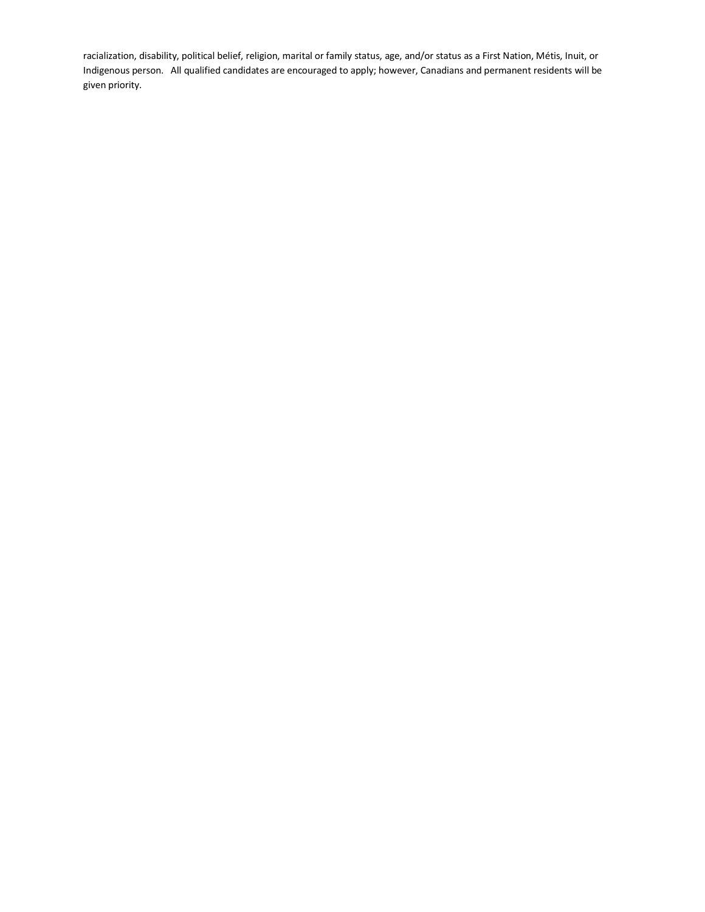racialization, disability, political belief, religion, marital or family status, age, and/or status as a First Nation, Métis, Inuit, or Indigenous person. All qualified candidates are encouraged to apply; however, Canadians and permanent residents will be given priority.